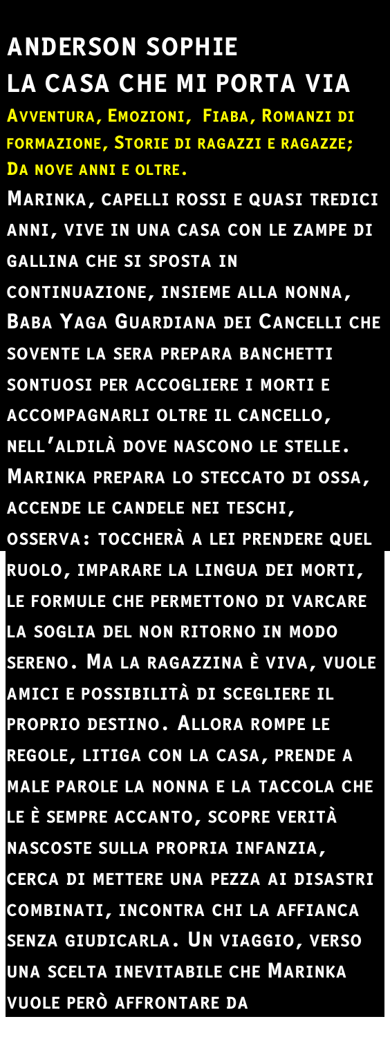# Anderson Sophie

# La casa che mi porta via

**Avventura, Emozioni, Fiaba, Romanzi di formazione, Storie di ragazzi e ragazze; Da nove anni e oltre.**

Marinka, capelli rossi e quasi tredici anni, vive in una casa con le zampe di gallina che si sposta in continuazione, insieme alla nonna, Baba Yaga Guardiana dei Cancelli che sovente la sera prepara banchetti sontuosi per accogliere i morti e accompagnarli oltre il cancello, nell'aldilà dove nascono le stelle. Marinka prepara lo steccato di ossa, accende le candele nei teschi, osserva: toccherà a lei prendere quel ruolo, imparare la lingua dei morti, le formule che permettono di varcare la soglia del non ritorno in modo sereno. Ma la ragazzina è viva, vuole amici e possibilità di scegliere il proprio destino. Allora rompe le regole, litiga con la casa, prende a male parole la nonna e la taccola che le è sempre accanto, scopre verità nascoste sulla propria infanzia, cerca di mettere una pezza ai disastri combinati, incontra chi la affianca senza giudicarla. Un viaggio, verso una scelta inevitabile che Marinka vuole però affrontare da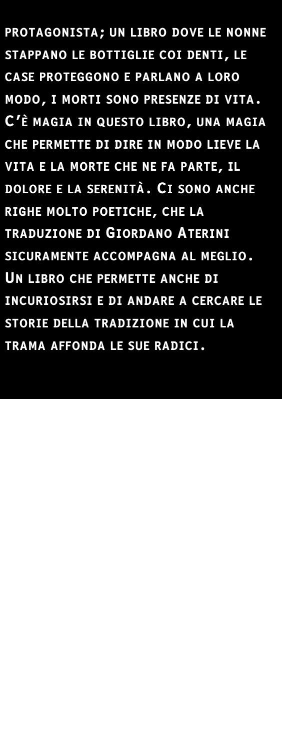protagonista; un libro dove le nonne stappano le bottiglie coi denti, le case proteggono e parlano a loro modo, i morti sono presenze di vita. C'è magia in questo libro, una magia che permette di dire in modo lieve la vita e la morte che ne fa parte, il dolore e la serenità. Ci sono anche righe molto poetiche, che la traduzione di Giordano Aterini sicuramente accompagna al meglio. Un libro che permette anche di incuriosirsi e di andare a cercare le storie della tradizione in cui la trama affonda le sue radici.